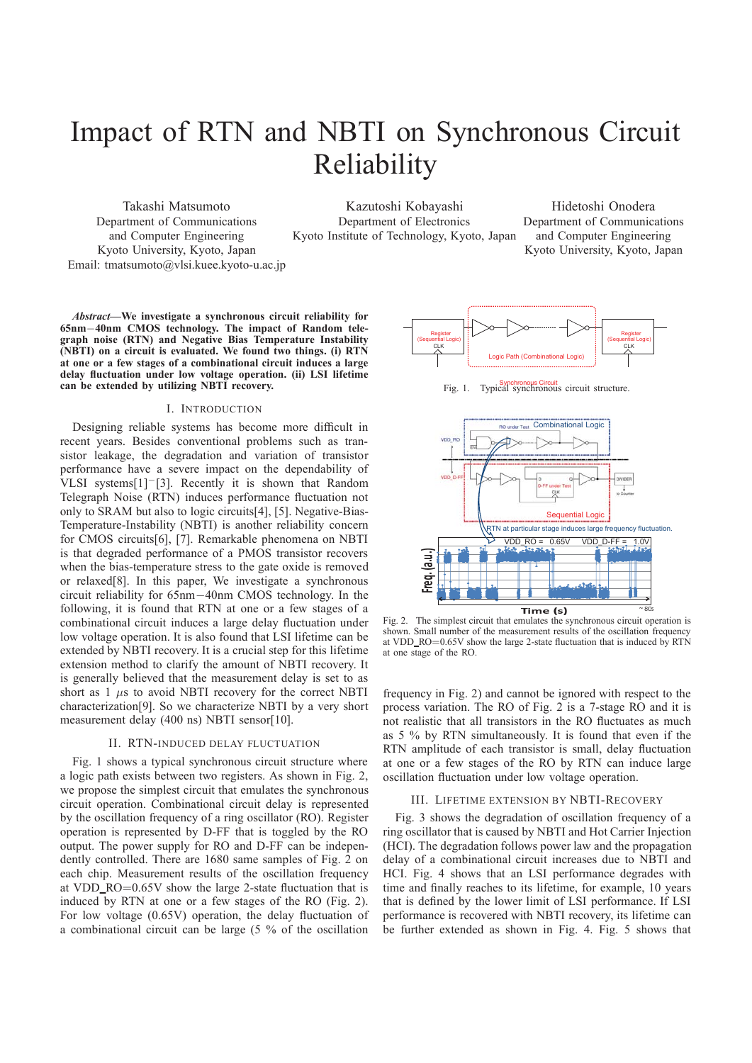# Impact of RTN and NBTI on Synchronous Circuit Reliability

Takashi Matsumoto
Department of Communications and Computer Engineering
Kyoto University, Kyoto, Japan
Email: tmatsumoto@vlsi.kuee.kyoto-u.ac.jp

Kazutoshi Kobayashi
Department of Electronics
Kyoto Institute of Technology, Kyoto, Japan

Hidetoshi Onodera
Department of Communications and Computer Engineering
Kyoto University, Kyoto, Japan

***Abstract*—We investigate a synchronous circuit reliability for 65nm−40nm CMOS technology. The impact of Random telegraph noise (RTN) and Negative Bias Temperature Instability (NBTI) on a circuit is evaluated. We found two things. (i) RTN at one or a few stages of a combinational circuit induces a large delay fluctuation under low voltage operation. (ii) LSI lifetime can be extended by utilizing NBTI recovery.**

## I. Introduction

Designing reliable systems has become more difficult in recent years. Besides conventional problems such as transistor leakage, the degradation and variation of transistor performance have a severe impact on the dependability of VLSI systems[1]−[3]. Recently it is shown that Random Telegraph Noise (RTN) induces performance fluctuation not only to SRAM but also to logic circuits[4], [5]. Negative-Bias-Temperature-Instability (NBTI) is another reliability concern for CMOS circuits[6], [7]. Remarkable phenomena on NBTI is that degraded performance of a PMOS transistor recovers when the bias-temperature stress to the gate oxide is removed or relaxed[8]. In this paper, We investigate a synchronous circuit reliability for 65nm−40nm CMOS technology. In the following, it is found that RTN at one or a few stages of a combinational circuit induces a large delay fluctuation under low voltage operation. It is also found that LSI lifetime can be extended by NBTI recovery. It is a crucial step for this lifetime extension method to clarify the amount of NBTI recovery. It is generally believed that the measurement delay is set to as short as 1 $\mu$s to avoid NBTI recovery for the correct NBTI characterization[9]. So we characterize NBTI by a very short measurement delay (400 ns) NBTI sensor[10].

## II. RTN-induced Delay Fluctuation

Fig. 1 shows a typical synchronous circuit structure where a logic path exists between two registers. As shown in Fig. 2, we propose the simplest circuit that emulates the synchronous circuit operation. Combinational circuit delay is represented by the oscillation frequency of a ring oscillator (RO). Register operation is represented by D-FF that is toggled by the RO output. The power supply for RO and D-FF can be independently controlled. There are 1680 same samples of Fig. 2 on each chip. Measurement results of the oscillation frequency at VDD_RO=0.65V show the large 2-state fluctuation that is induced by RTN at one or a few stages of the RO (Fig. 2). For low voltage (0.65V) operation, the delay fluctuation of a combinational circuit can be large (5 % of the oscillation frequency in Fig. 2) and cannot be ignored with respect to the process variation. The RO of Fig. 2 is a 7-stage RO and it is not realistic that all transistors in the RO fluctuates as much as 5 % by RTN simultaneously. It is found that even if the RTN amplitude of each transistor is small, delay fluctuation at one or a few stages of the RO by RTN can induce large oscillation fluctuation under low voltage operation.

Fig. 1. Typical synchronous circuit structure.

Fig. 2. The simplest circuit that emulates the synchronous circuit operation is shown. Small number of the measurement results of the oscillation frequency at VDD_RO=0.65V show the large 2-state fluctuation that is induced by RTN at one stage of the RO.

## III. Lifetime Extension by NBTI-Recovery

Fig. 3 shows the degradation of oscillation frequency of a ring oscillator that is caused by NBTI and Hot Carrier Injection (HCI). The degradation follows power law and the propagation delay of a combinational circuit increases due to NBTI and HCI. Fig. 4 shows that an LSI performance degrades with time and finally reaches to its lifetime, for example, 10 years that is defined by the lower limit of LSI performance. If LSI performance is recovered with NBTI recovery, its lifetime can be further extended as shown in Fig. 4. Fig. 5 shows that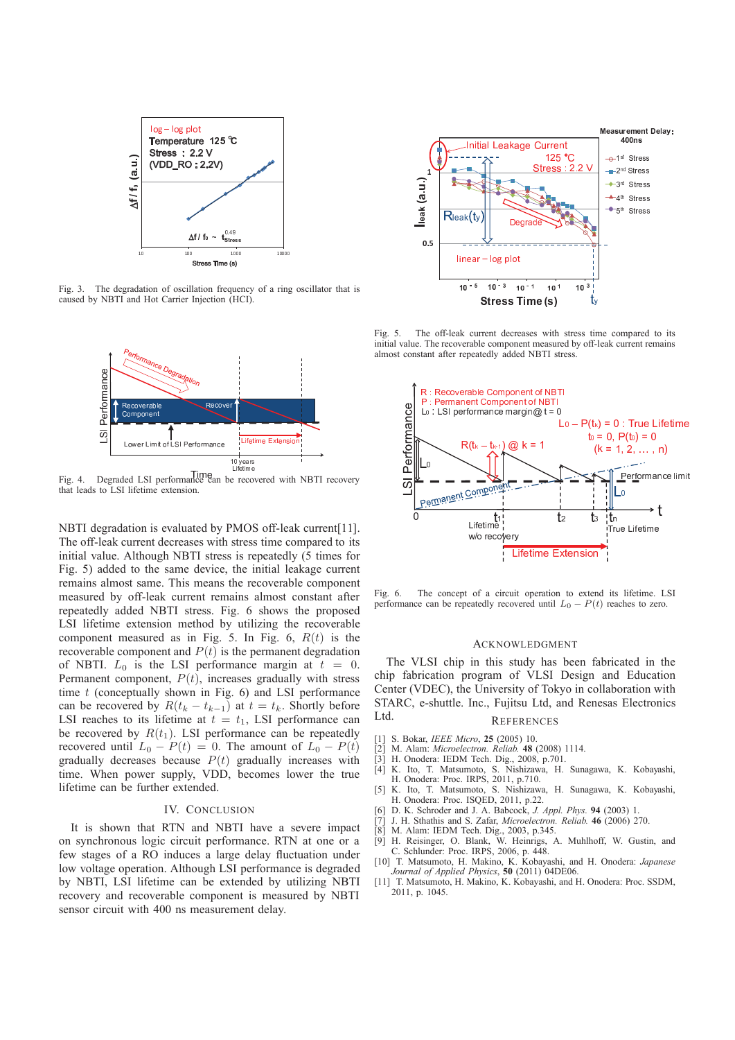log – log plot
Temperature 125 ℃
Stress : 2.2 V
(VDD_RO : 2.2V)

Δf / f₀ (a.u.)

$\Delta f / f_0 \sim t_{Stress}^{0.49}$

10 100 1000 10000

Stress Time (s)

Fig. 3. The degradation of oscillation frequency of a ring oscillator that is caused by NBTI and Hot Carrier Injection (HCI).

Performance Degradation

Recoverable Component

Recover

LSI Performance

Lower Limit of LSI Performance

Lifetime Extension

10 years Lifetime

Time

Fig. 4. Degraded LSI performance can be recovered with NBTI recovery that leads to LSI lifetime extension.

Measurement Delay: 400ns

Initial Leakage Current

125 ℃

Stress : 2.2 V

1st Stress

2nd Stress

3rd Stress

4th Stress

5th Stress

Ileak (a.u.)

1

0.5

Rleak(ty)

Degrade

linear – log plot

$10^{-5}$ $10^{-3}$ $10^{-1}$ $10^{1}$ $10^{3}$

Stress Time (s)

$t_y$

Fig. 5. The off-leak current decreases with stress time compared to its initial value. The recoverable component measured by off-leak current remains almost constant after repeatedly added NBTI stress.

R : Recoverable Component of NBTI

P : Permanent Component of NBTI

$L_0$ : LSI performance margin @ t = 0

$L_0 - P(t_k) = 0$ : True Lifetime

$t_0 = 0$, $P(t_0) = 0$

(k = 1, 2, … , n)

$R(t_k - t_{k-1})$ @ k = 1

LSI Performance

$L_0$

Performance limit

Permanent Component

$L_0$

0

$t_1$ $t_2$ $t_3$ $t_n$ t

Lifetime w/o recovery

True Lifetime

Lifetime Extension

Fig. 6. The concept of a circuit operation to extend its lifetime. LSI performance can be repeatedly recovered until $L_0 - P(t)$ reaches to zero.

NBTI degradation is evaluated by PMOS off-leak current[11]. The off-leak current decreases with stress time compared to its initial value. Although NBTI stress is repeatedly (5 times for Fig. 5) added to the same device, the initial leakage current remains almost same. This means the recoverable component measured by off-leak current remains almost constant after repeatedly added NBTI stress. Fig. 6 shows the proposed LSI lifetime extension method by utilizing the recoverable component measured as in Fig. 5. In Fig. 6, $R(t)$ is the recoverable component and $P(t)$ is the permanent degradation of NBTI. $L_0$ is the LSI performance margin at $t = 0$. Permanent component, $P(t)$, increases gradually with stress time $t$ (conceptually shown in Fig. 6) and LSI performance can be recovered by $R(t_k - t_{k-1})$ at $t = t_k$. Shortly before LSI reaches to its lifetime at $t = t_1$, LSI performance can be recovered by $R(t_1)$. LSI performance can be repeatedly recovered until $L_0 - P(t) = 0$. The amount of $L_0 - P(t)$ gradually decreases because $P(t)$ gradually increases with time. When power supply, VDD, becomes lower the true lifetime can be further extended.

## IV. Conclusion

It is shown that RTN and NBTI have a severe impact on synchronous logic circuit performance. RTN at one or a few stages of a RO induces a large delay fluctuation under low voltage operation. Although LSI performance is degraded by NBTI, LSI lifetime can be extended by utilizing NBTI recovery and recoverable component is measured by NBTI sensor circuit with 400 ns measurement delay.

## Acknowledgment

The VLSI chip in this study has been fabricated in the chip fabrication program of VLSI Design and Education Center (VDEC), the University of Tokyo in collaboration with STARC, e-shuttle. Inc., Fujitsu Ltd, and Renesas Electronics Ltd.

## References

[1] S. Bokar, *IEEE Micro*, **25** (2005) 10.
[2] M. Alam: *Microelectron. Reliab.* **48** (2008) 1114.
[3] H. Onodera: IEDM Tech. Dig., 2008, p.701.
[4] K. Ito, T. Matsumoto, S. Nishizawa, H. Sunagawa, K. Kobayashi, H. Onodera: Proc. IRPS, 2011, p.710.
[5] K. Ito, T. Matsumoto, S. Nishizawa, H. Sunagawa, K. Kobayashi, H. Onodera: Proc. ISQED, 2011, p.22.
[6] D. K. Schroder and J. A. Babcock, *J. Appl. Phys.* **94** (2003) 1.
[7] J. H. Sthathis and S. Zafar, *Microelectron. Reliab.* **46** (2006) 270.
[8] M. Alam: IEDM Tech. Dig., 2003, p.345.
[9] H. Reisinger, O. Blank, W. Heinrigs, A. Muhlhoff, W. Gustin, and C. Schlunder: Proc. IRPS, 2006, p. 448.
[10] T. Matsumoto, H. Makino, K. Kobayashi, and H. Onodera: *Japanese Journal of Applied Physics*, **50** (2011) 04DE06.
[11] T. Matsumoto, H. Makino, K. Kobayashi, and H. Onodera: Proc. SSDM, 2011, p. 1045.